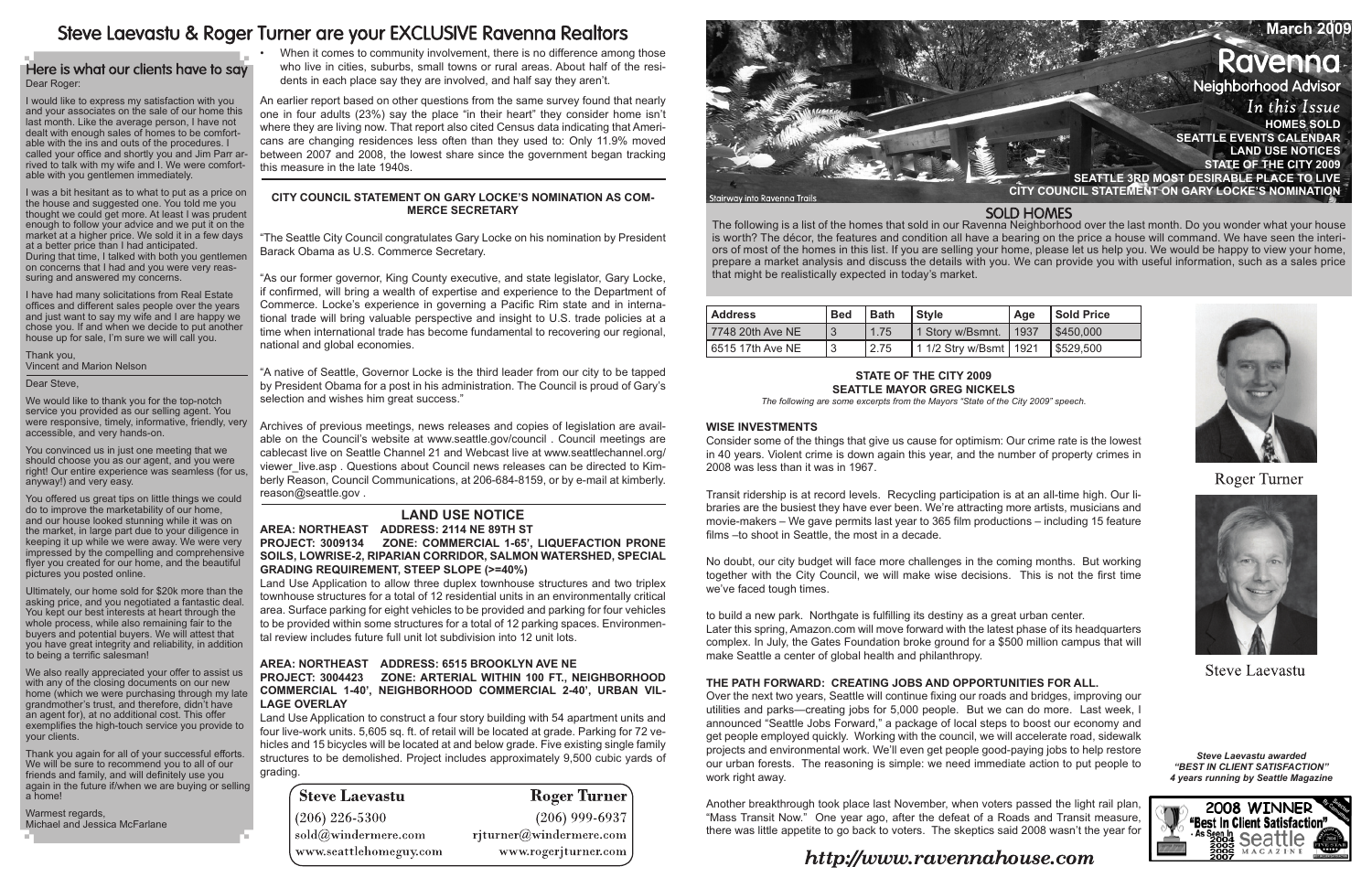# Steve Laevastu & Roger Turner are your EXCLUSIVE Ravenna Realtors

## Here is what our clients have to say

Dear Roger:

I would like to express my satisfaction with you and your associates on the sale of our home this last month. Like the average person, I have not dealt with enough sales of homes to be comfortable with the ins and outs of the procedures. I called your office and shortly you and Jim Parr arrived to talk with my wife and I. We were comfortable with you gentlemen immediately.

I was a bit hesitant as to what to put as a price on the house and suggested one. You told me you thought we could get more. At least I was prudent enough to follow your advice and we put it on the market at a higher price. We sold it in a few days at a better price than I had anticipated.
During that time, I talked with both you gentlemen on concerns that I had and you were very reassuring and answered my concerns.

I have had many solicitations from Real Estate offices and different sales people over the years and just want to say my wife and I are happy we chose you. If and when we decide to put another house up for sale, I'm sure we will call you.

Thank you,
Vincent and Marion Nelson

Dear Steve,

We would like to thank you for the top-notch service you provided as our selling agent. You were responsive, timely, informative, friendly, very accessible, and very hands-on.

You convinced us in just one meeting that we should choose you as our agent, and you were right! Our entire experience was seamless (for us, anyway!) and very easy.

You offered us great tips on little things we could do to improve the marketability of our home, and our house looked stunning while it was on the market, in large part due to your diligence in keeping it up while we were away. We were very impressed by the compelling and comprehensive flyer you created for our home, and the beautiful pictures you posted online.

Ultimately, our home sold for $20k more than the asking price, and you negotiated a fantastic deal. You kept our best interests at heart through the whole process, while also remaining fair to the buyers and potential buyers. We will attest that you have great integrity and reliability, in addition to being a terrific salesman!

We also really appreciated your offer to assist us with any of the closing documents on our new home (which we were purchasing through my late grandmother's trust, and therefore, didn't have an agent for), at no additional cost. This offer exemplifies the high-touch service you provide to your clients.

Thank you again for all of your successful efforts. We will be sure to recommend you to all of our friends and family, and will definitely use you again in the future if/when we are buying or selling a home!

Warmest regards,
Michael and Jessica McFarlane

- When it comes to community involvement, there is no difference among those who live in cities, suburbs, small towns or rural areas. About half of the residents in each place say they are involved, and half say they aren't.

An earlier report based on other questions from the same survey found that nearly one in four adults (23%) say the place "in their heart" they consider home isn't where they are living now. That report also cited Census data indicating that Americans are changing residences less often than they used to: Only 11.9% moved between 2007 and 2008, the lowest share since the government began tracking this measure in the late 1940s.

### CITY COUNCIL STATEMENT ON GARY LOCKE'S NOMINATION AS COMMERCE SECRETARY

"The Seattle City Council congratulates Gary Locke on his nomination by President Barack Obama as U.S. Commerce Secretary.

"As our former governor, King County executive, and state legislator, Gary Locke, if confirmed, will bring a wealth of expertise and experience to the Department of Commerce. Locke's experience in governing a Pacific Rim state and in international trade will bring valuable perspective and insight to U.S. trade policies at a time when international trade has become fundamental to recovering our regional, national and global economies.

"A native of Seattle, Governor Locke is the third leader from our city to be tapped by President Obama for a post in his administration. The Council is proud of Gary's selection and wishes him great success."

Archives of previous meetings, news releases and copies of legislation are available on the Council's website at www.seattle.gov/council . Council meetings are cablecast live on Seattle Channel 21 and Webcast live at www.seattlechannel.org/viewer_live.asp . Questions about Council news releases can be directed to Kimberly Reason, Council Communications, at 206-684-8159, or by e-mail at kimberly.reason@seattle.gov .

## LAND USE NOTICE

**AREA: NORTHEAST ADDRESS: 2114 NE 89TH ST**
**PROJECT: 3009134 ZONE: COMMERCIAL 1-65', LIQUEFACTION PRONE SOILS, LOWRISE-2, RIPARIAN CORRIDOR, SALMON WATERSHED, SPECIAL GRADING REQUIREMENT, STEEP SLOPE (>=40%)**

Land Use Application to allow three duplex townhouse structures and two triplex townhouse structures for a total of 12 residential units in an environmentally critical area. Surface parking for eight vehicles to be provided and parking for four vehicles to be provided within some structures for a total of 12 parking spaces. Environmental review includes future full unit lot subdivision into 12 unit lots.

**AREA: NORTHEAST ADDRESS: 6515 BROOKLYN AVE NE**
**PROJECT: 3004423 ZONE: ARTERIAL WITHIN 100 FT., NEIGHBORHOOD COMMERCIAL 1-40', NEIGHBORHOOD COMMERCIAL 2-40', URBAN VILLAGE OVERLAY**

Land Use Application to construct a four story building with 54 apartment units and four live-work units. 5,605 sq. ft. of retail will be located at grade. Parking for 72 vehicles and 15 bicycles will be located at and below grade. Five existing single family structures to be demolished. Project includes approximately 9,500 cubic yards of grading.

| Steve Laevastu | Roger Turner |
|---|---|
| (206) 226-5300 | (206) 999-6937 |
| sold@windermere.com | rjturner@windermere.com |
| www.seattlehomeguy.com | www.rogerjturner.com |

March 2009

# Ravenna Neighborhood Advisor

*In this Issue*
**HOMES SOLD**
**SEATTLE EVENTS CALENDAR**
**LAND USE NOTICES**
**STATE OF THE CITY 2009**
**SEATTLE 3RD MOST DESIRABLE PLACE TO LIVE**
**CITY COUNCIL STATEMENT ON GARY LOCKE'S NOMINATION**

Stairway into Ravenna Trails

## SOLD HOMES

The following is a list of the homes that sold in our Ravenna Neighborhood over the last month. Do you wonder what your house is worth? The décor, the features and condition all have a bearing on the price a house will command. We have seen the interiors of most of the homes in this list. If you are selling your home, please let us help you. We would be happy to view your home, prepare a market analysis and discuss the details with you. We can provide you with useful information, such as a sales price that might be realistically expected in today's market.

| Address | Bed | Bath | Style | Age | Sold Price |
|---|---|---|---|---|---|
| 7748 20th Ave NE | 3 | 1.75 | 1 Story w/Bsmnt. | 1937 | $450,000 |
| 6515 17th Ave NE | 3 | 2.75 | 1 1/2 Stry w/Bsmt | 1921 | $529,500 |

### STATE OF THE CITY 2009
### SEATTLE MAYOR GREG NICKELS

*The following are some excerpts from the Mayors "State of the City 2009" speech.*

**WISE INVESTMENTS**

Consider some of the things that give us cause for optimism: Our crime rate is the lowest in 40 years. Violent crime is down again this year, and the number of property crimes in 2008 was less than it was in 1967.

Transit ridership is at record levels. Recycling participation is at an all-time high. Our libraries are the busiest they have ever been. We're attracting more artists, musicians and movie-makers – We gave permits last year to 365 film productions – including 15 feature films –to shoot in Seattle, the most in a decade.

No doubt, our city budget will face more challenges in the coming months. But working together with the City Council, we will make wise decisions. This is not the first time we've faced tough times.

to build a new park. Northgate is fulfilling its destiny as a great urban center.
Later this spring, Amazon.com will move forward with the latest phase of its headquarters complex. In July, the Gates Foundation broke ground for a $500 million campus that will make Seattle a center of global health and philanthropy.

**THE PATH FORWARD: CREATING JOBS AND OPPORTUNITIES FOR ALL.**

Over the next two years, Seattle will continue fixing our roads and bridges, improving our utilities and parks—creating jobs for 5,000 people. But we can do more. Last week, I announced "Seattle Jobs Forward," a package of local steps to boost our economy and get people employed quickly. Working with the council, we will accelerate road, sidewalk projects and environmental work. We'll even get people good-paying jobs to help restore our urban forests. The reasoning is simple: we need immediate action to put people to work right away.

Another breakthrough took place last November, when voters passed the light rail plan, "Mass Transit Now." One year ago, after the defeat of a Roads and Transit measure, there was little appetite to go back to voters. The skeptics said 2008 wasn't the year for

Roger Turner

Steve Laevastu

***Steve Laevastu awarded "BEST IN CLIENT SATISFACTION" 4 years running by Seattle Magazine***

2008 WINNER "Best In Client Satisfaction" · As Seen In 2004 2005 2006 2007 Seattle MAGAZINE

*http://www.ravennahouse.com*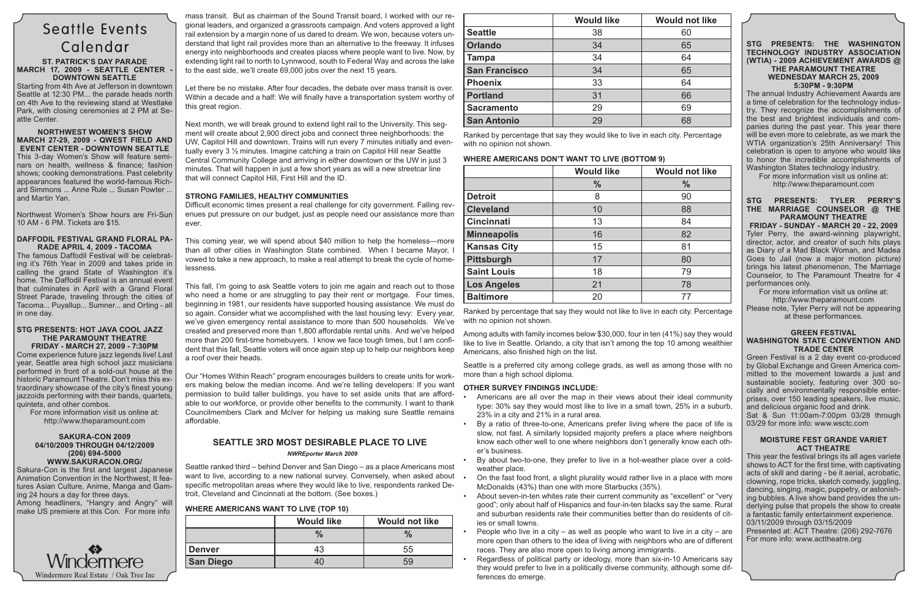# Seattle Events Calendar

**ST. PATRICK'S DAY PARADE MARCH 17, 2009 - SEATTLE CENTER - DOWNTOWN SEATTLE**

Starting from 4th Ave at Jefferson in downtown Seattle at 12:30 PM... the parade heads north on 4th Ave to the reviewing stand at Westlake Park, with closing ceremonies at 2 PM at Seattle Center.

**NORTHWEST WOMEN'S SHOW MARCH 27-29, 2009 - QWEST FIELD AND EVENT CENTER - DOWNTOWN SEATTLE**

This 3-day Women's Show will feature seminars on health, wellness & finance; fashion shows; cooking demonstrations. Past celebrity appearances featured the world-famous Richard Simmons ... Anne Rule ... Susan Powter ... and Martin Yan.

Northwest Women's Show hours are Fri-Sun 10 AM - 6 PM. Tickets are $15.

**DAFFODIL FESTIVAL GRAND FLORAL PARADE APRIL 4, 2009 - TACOMA**

The famous Daffodil Festival will be celebrating it's 76th Year in 2009 and takes pride in calling the grand State of Washington it's home. The Daffodil Festival is an annual event that culminates in April with a Grand Floral Street Parade, traveling through the cities of Tacoma... Puyallup... Sumner... and Orting - all in one day.

**STG PRESENTS: HOT JAVA COOL JAZZ THE PARAMOUNT THEATRE FRIDAY - MARCH 27, 2009 - 7:30PM**

Come experience future jazz legends live! Last year, Seattle area high school jazz musicians performed in front of a sold-out house at the historic Paramount Theatre. Don't miss this extraordinary showcase of the city's finest young jazzoids performing with their bands, quartets, quintets, and other combos.

For more information visit us online at: http://www.theparamount.com

**SAKURA-CON 2009 04/10/2009 THROUGH 04/12/2009 (206) 694-5000 WWW.SAKURACON.ORG/**

Sakura-Con is the first and largest Japanese Animation Convention in the Northwest, It features Asian Culture, Anime, Manga and Gaming 24 hours a day for three days.

Among headliners, "Hungry and Angry" will make US premiere at this Con. For more info

Windermere

Windermere Real Estate / Oak Tree Inc

mass transit. But as chairman of the Sound Transit board, I worked with our regional leaders, and organized a grassroots campaign. And voters approved a light rail extension by a margin none of us dared to dream. We won, because voters understand that light rail provides more than an alternative to the freeway. It infuses energy into neighborhoods and creates places where people want to live. Now, by extending light rail to north to Lynnwood, south to Federal Way and across the lake to the east side, we'll create 69,000 jobs over the next 15 years.

Let there be no mistake. After four decades, the debate over mass transit is over. Within a decade and a half: We will finally have a transportation system worthy of this great region.

Next month, we will break ground to extend light rail to the University. This segment will create about 2,900 direct jobs and connect three neighborhoods: the UW, Capitol Hill and downtown. Trains will run every 7 minutes initially and eventually every 3 ½ minutes. Imagine catching a train on Capitol Hill near Seattle Central Community College and arriving in either downtown or the UW in just 3 minutes. That will happen in just a few short years as will a new streetcar line that will connect Capitol Hill, First Hill and the ID.

**STRONG FAMILIES, HEALTHY COMMUNITIES**

Difficult economic times present a real challenge for city government. Falling revenues put pressure on our budget, just as people need our assistance more than ever.

This coming year, we will spend about $40 million to help the homeless—more than all other cities in Washington State combined. When I became Mayor, I vowed to take a new approach, to make a real attempt to break the cycle of homelessness.

This fall, I'm going to ask Seattle voters to join me again and reach out to those who need a home or are struggling to pay their rent or mortgage. Four times, beginning in 1981, our residents have supported housing assistance. We must do so again. Consider what we accomplished with the last housing levy: Every year, we've given emergency rental assistance to more than 500 households. We've created and preserved more than 1,800 affordable rental units. And we've helped more than 200 first-time homebuyers. I know we face tough times, but I am confident that this fall, Seattle voters will once again step up to help our neighbors keep a roof over their heads.

Our "Homes Within Reach" program encourages builders to create units for workers making below the median income. And we're telling developers: If you want permission to build taller buildings, you have to set aside units that are affordable to our workforce, or provide other benefits to the community. I want to thank Councilmembers Clark and McIver for helping us making sure Seattle remains affordable.

## SEATTLE 3RD MOST DESIRABLE PLACE TO LIVE

*NWREporter March 2009*

Seattle ranked third – behind Denver and San Diego – as a place Americans most want to live, according to a new national survey. Conversely, when asked about specific metropolitan areas where they would like to live, respondents ranked Detroit, Cleveland and Cincinnati at the bottom. (See boxes.)

**WHERE AMERICANS WANT TO LIVE (TOP 10)**

| | Would like | Would not like |
|---|---|---|
| | % | % |
| Denver | 43 | 55 |
| San Diego | 40 | 59 |
| Seattle | 38 | 60 |
| Orlando | 34 | 65 |
| Tampa | 34 | 64 |
| San Francisco | 34 | 65 |
| Phoenix | 33 | 64 |
| Portland | 31 | 66 |
| Sacramento | 29 | 69 |
| San Antonio | 29 | 68 |

Ranked by percentage that say they would like to live in each city. Percentage with no opinion not shown.

**WHERE AMERICANS DON'T WANT TO LIVE (BOTTOM 9)**

| | Would like | Would not like |
|---|---|---|
| | % | % |
| Detroit | 8 | 90 |
| Cleveland | 10 | 88 |
| Cincinnati | 13 | 84 |
| Minneapolis | 16 | 82 |
| Kansas City | 15 | 81 |
| Pittsburgh | 17 | 80 |
| Saint Louis | 18 | 79 |
| Los Angeles | 21 | 78 |
| Baltimore | 20 | 77 |

Ranked by percentage that say they would not like to live in each city. Percentage with no opinion not shown.

Among adults with family incomes below $30,000, four in ten (41%) say they would like to live in Seattle. Orlando, a city that isn't among the top 10 among wealthier Americans, also finished high on the list.

Seattle is a preferred city among college grads, as well as among those with no more than a high school diploma.

**OTHER SURVEY FINDINGS INCLUDE:**

- Americans are all over the map in their views about their ideal community type: 30% say they would most like to live in a small town, 25% in a suburb, 23% in a city and 21% in a rural area.
- By a ratio of three-to-one, Americans prefer living where the pace of life is slow, not fast. A similarly lopsided majority prefers a place where neighbors know each other well to one where neighbors don't generally know each other's business.
- By about two-to-one, they prefer to live in a hot-weather place over a cold-weather place.
- On the fast food front, a slight plurality would rather live in a place with more McDonalds (43%) than one with more Starbucks (35%).
- About seven-in-ten whites rate their current community as "excellent" or "very good"; only about half of Hispanics and four-in-ten blacks say the same. Rural and suburban residents rate their communities better than do residents of cities or small towns.
- People who live in a city – as well as people who want to live in a city – are more open than others to the idea of living with neighbors who are of different races. They are also more open to living among immigrants.
- Regardless of political party or ideology, more than six-in-10 Americans say they would prefer to live in a politically diverse community, although some differences do emerge.

**STG PRESENTS: THE WASHINGTON TECHNOLOGY INDUSTRY ASSOCIATION (WTIA) - 2009 ACHIEVEMENT AWARDS @ THE PARAMOUNT THEATRE WEDNESDAY MARCH 25, 2009 5:30PM - 9:30PM**

The annual Industry Achievement Awards are a time of celebration for the technology industry. They recognize the accomplishments of the best and brightest individuals and companies during the past year. This year there will be even more to celebrate, as we mark the WTIA organization's 25th Anniversary! This celebration is open to anyone who would like to honor the incredible accomplishments of Washington States technology industry.

For more information visit us online at: http://www.theparamount.com

**STG PRESENTS: TYLER PERRY'S THE MARRIAGE COUNSELOR @ THE PARAMOUNT THEATRE FRIDAY - SUNDAY - MARCH 20 - 22, 2009**

Tyler Perry, the award-winning playwright, director, actor, and creator of such hits plays as Diary of a Mad Black Woman, and Madea Goes to Jail (now a major motion picture) brings his latest phenomenon, The Marriage Counselor, to The Paramount Theatre for 4 performances only.

For more information visit us online at: http://www.theparamount.com

Please note, Tyler Perry will not be appearing at these performances.

**GREEN FESTIVAL WASHINGTON STATE CONVENTION AND TRADE CENTER**

Green Festival is a 2 day event co-produced by Global Exchange and Green America committed to the movement towards a just and sustainable society, featuring over 300 socially and environmentally responsible enterprises, over 150 leading speakers, live music, and delicious organic food and drink.

Sat & Sun 11:00am-7:00pm 03/28 through 03/29 for more info: www.wsctc.com

**MOISTURE FEST GRANDE VARIET ACT THEATRE**

This year the festival brings its all ages variete shows to ACT for the first time, with captivating acts of skill and daring - be it aerial, acrobatic, clowning, rope tricks, sketch comedy, juggling, dancing, singing, magic, puppetry, or astonishing bubbles. A live show band provides the underlying pulse that propels the show to create a fantastic family entertainment experience.

03/11/2009 through 03/15/2009

Presented at: ACT Theatre: (206) 292-7676

For more info: www.acttheatre.org